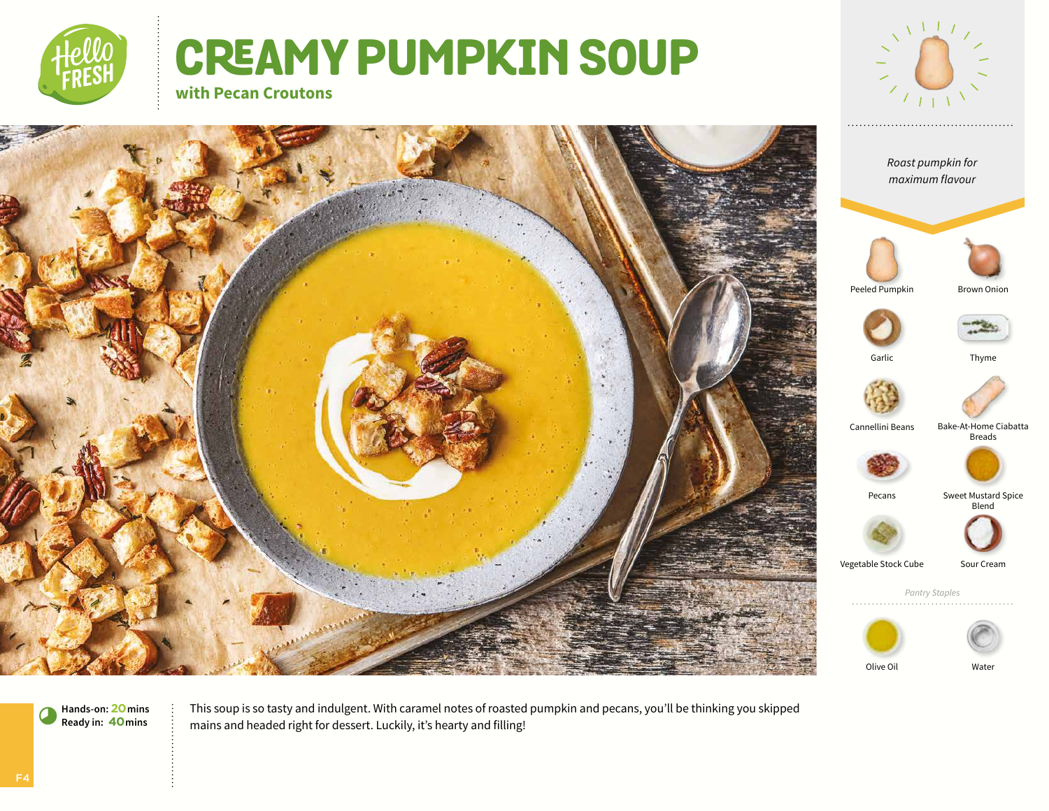# CREAMY PUMPKIN SOUP

### with Pecan Croutons

*Roast pumpkin for maximum flavour*

- Peeled Pumpkin
- Brown Onion
- Garlic
- Thyme
- Cannellini Beans
- Bake-At-Home Ciabatta Breads
- Pecans
- Sweet Mustard Spice Blend
- Vegetable Stock Cube
- Sour Cream

*Pantry Staples*

- Olive Oil
- Water

**Hands-on: 20 mins**
**Ready in: 40 mins**

This soup is so tasty and indulgent. With caramel notes of roasted pumpkin and pecans, you'll be thinking you skipped mains and headed right for dessert. Luckily, it's hearty and filling!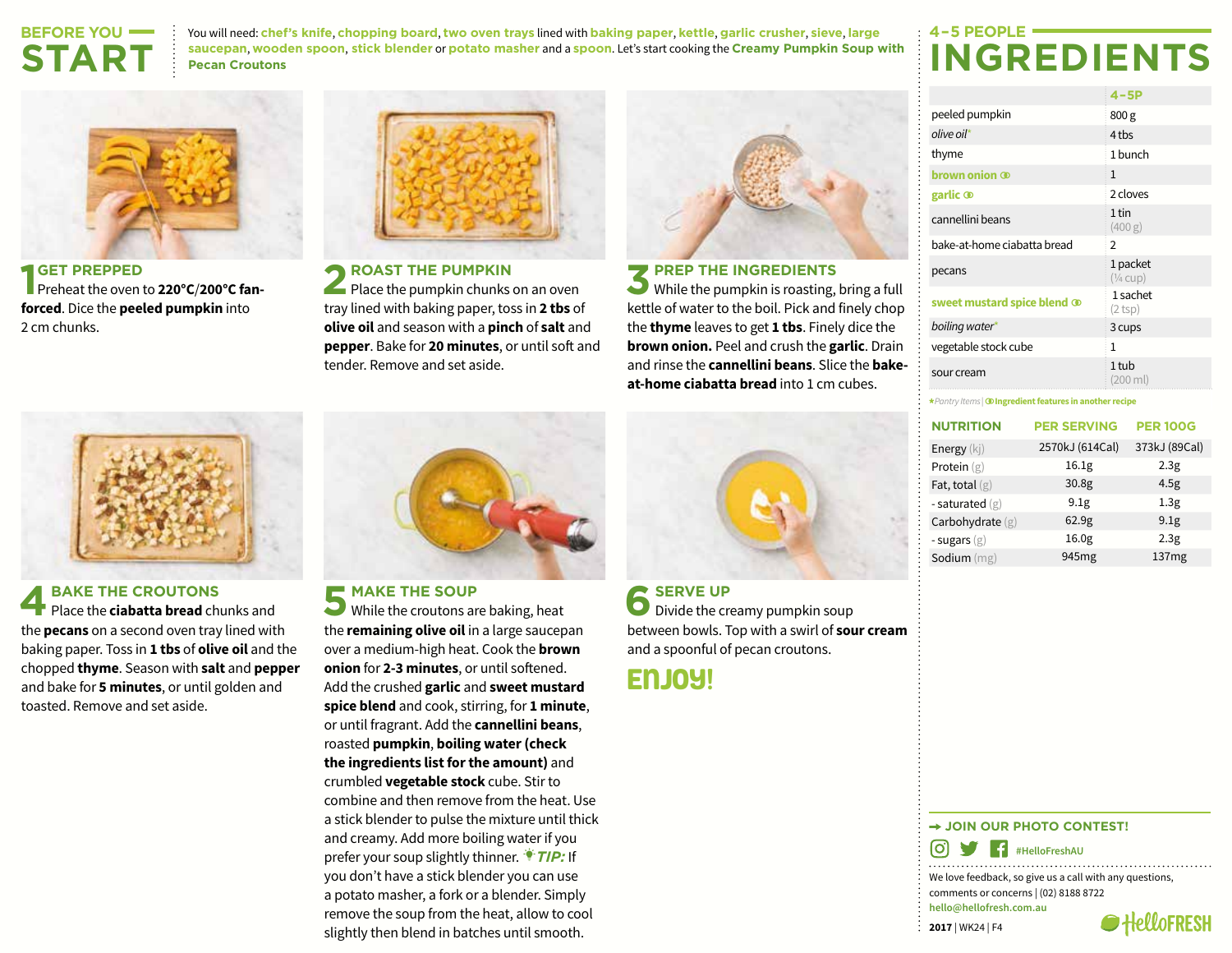# BEFORE YOU START

You will need: **chef's knife**, **chopping board**, **two oven trays** lined with **baking paper**, **kettle**, **garlic crusher**, **sieve**, **large saucepan**, **wooden spoon**, **stick blender** or **potato masher** and a **spoon**. Let's start cooking the **Creamy Pumpkin Soup with Pecan Croutons**

## 1 GET PREPPED

Preheat the oven to **220°C/200°C fan-forced**. Dice the **peeled pumpkin** into 2 cm chunks.

## 2 ROAST THE PUMPKIN

Place the pumpkin chunks on an oven tray lined with baking paper, toss in **2 tbs** of **olive oil** and season with a **pinch** of **salt** and **pepper**. Bake for **20 minutes**, or until soft and tender. Remove and set aside.

## 3 PREP THE INGREDIENTS

While the pumpkin is roasting, bring a full kettle of water to the boil. Pick and finely chop the **thyme** leaves to get **1 tbs**. Finely dice the **brown onion.** Peel and crush the **garlic**. Drain and rinse the **cannellini beans**. Slice the **bake-at-home ciabatta bread** into 1 cm cubes.

## 4 BAKE THE CROUTONS

Place the **ciabatta bread** chunks and the **pecans** on a second oven tray lined with baking paper. Toss in **1 tbs** of **olive oil** and the chopped **thyme**. Season with **salt** and **pepper** and bake for **5 minutes**, or until golden and toasted. Remove and set aside.

## 5 MAKE THE SOUP

While the croutons are baking, heat the **remaining olive oil** in a large saucepan over a medium-high heat. Cook the **brown onion** for **2-3 minutes**, or until softened. Add the crushed **garlic** and **sweet mustard spice blend** and cook, stirring, for **1 minute**, or until fragrant. Add the **cannellini beans**, roasted **pumpkin**, **boiling water (check the ingredients list for the amount)** and crumbled **vegetable stock** cube. Stir to combine and then remove from the heat. Use a stick blender to pulse the mixture until thick and creamy. Add more boiling water if you prefer your soup slightly thinner. ***TIP:*** If you don't have a stick blender you can use a potato masher, a fork or a blender. Simply remove the soup from the heat, allow to cool slightly then blend in batches until smooth.

## 6 SERVE UP

Divide the creamy pumpkin soup between bowls. Top with a swirl of **sour cream** and a spoonful of pecan croutons.

**ENJOY!**

# 4-5 PEOPLE INGREDIENTS

| | 4-5P |
|---|---|
| peeled pumpkin | 800 g |
| *olive oil** | 4 tbs |
| thyme | 1 bunch |
| brown onion | 1 |
| garlic | 2 cloves |
| cannellini beans | 1 tin (400 g) |
| bake-at-home ciabatta bread | 2 |
| pecans | 1 packet (¼ cup) |
| sweet mustard spice blend | 1 sachet (2 tsp) |
| *boiling water** | 3 cups |
| vegetable stock cube | 1 |
| sour cream | 1 tub (200 ml) |

*Pantry Items | Ingredient features in another recipe

| NUTRITION | PER SERVING | PER 100G |
|---|---|---|
| Energy (kj) | 2570kJ (614Cal) | 373kJ (89Cal) |
| Protein (g) | 16.1g | 2.3g |
| Fat, total (g) | 30.8g | 4.5g |
| - saturated (g) | 9.1g | 1.3g |
| Carbohydrate (g) | 62.9g | 9.1g |
| - sugars (g) | 16.0g | 2.3g |
| Sodium (mg) | 945mg | 137mg |

→ JOIN OUR PHOTO CONTEST!

#HelloFreshAU

We love feedback, so give us a call with any questions, comments or concerns | (02) 8188 8722
hello@hellofresh.com.au

**2017** | WK24 | F4

HelloFRESH